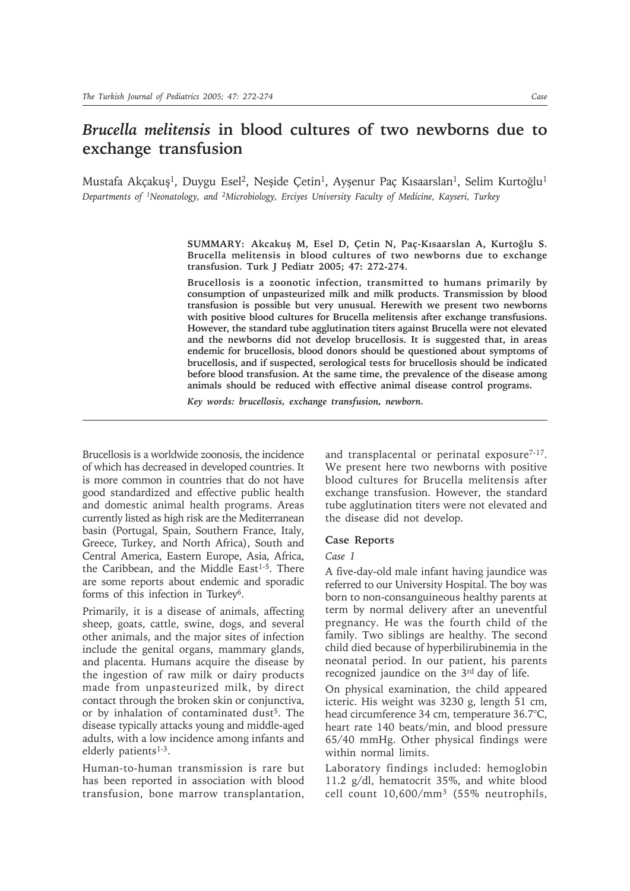# *Brucella melitensis* in blood cultures of two newborns due to exchange transfusion

Mustafa Akçakuş[1], Duygu Esel[2], Neşide Çetin[1], Ayşenur Paç Kısaarslan[1], Selim Kurtoğlu[1]

*Departments of [1]Neonatology, and [2]Microbiology, Erciyes University Faculty of Medicine, Kayseri, Turkey*

**SUMMARY: Akcakuş M, Esel D, Çetin N, Paç-Kısaarslan A, Kurtoğlu S. Brucella melitensis in blood cultures of two newborns due to exchange transfusion. Turk J Pediatr 2005; 47: 272-274.**

**Brucellosis is a zoonotic infection, transmitted to humans primarily by consumption of unpasteurized milk and milk products. Transmission by blood transfusion is possible but very unusual. Herewith we present two newborns with positive blood cultures for Brucella melitensis after exchange transfusions. However, the standard tube agglutination titers against Brucella were not elevated and the newborns did not develop brucellosis. It is suggested that, in areas endemic for brucellosis, blood donors should be questioned about symptoms of brucellosis, and if suspected, serological tests for brucellosis should be indicated before blood transfusion. At the same time, the prevalence of the disease among animals should be reduced with effective animal disease control programs.**

***Key words: brucellosis, exchange transfusion, newborn.***

Brucellosis is a worldwide zoonosis, the incidence of which has decreased in developed countries. It is more common in countries that do not have good standardized and effective public health and domestic animal health programs. Areas currently listed as high risk are the Mediterranean basin (Portugal, Spain, Southern France, Italy, Greece, Turkey, and North Africa), South and Central America, Eastern Europe, Asia, Africa, the Caribbean, and the Middle East[1-5]. There are some reports about endemic and sporadic forms of this infection in Turkey[6].

Primarily, it is a disease of animals, affecting sheep, goats, cattle, swine, dogs, and several other animals, and the major sites of infection include the genital organs, mammary glands, and placenta. Humans acquire the disease by the ingestion of raw milk or dairy products made from unpasteurized milk, by direct contact through the broken skin or conjunctiva, or by inhalation of contaminated dust[5]. The disease typically attacks young and middle-aged adults, with a low incidence among infants and elderly patients[1-3].

Human-to-human transmission is rare but has been reported in association with blood transfusion, bone marrow transplantation, and transplacental or perinatal exposure[7-17]. We present here two newborns with positive blood cultures for Brucella melitensis after exchange transfusion. However, the standard tube agglutination titers were not elevated and the disease did not develop.

## Case Reports

### *Case 1*

A five-day-old male infant having jaundice was referred to our University Hospital. The boy was born to non-consanguineous healthy parents at term by normal delivery after an uneventful pregnancy. He was the fourth child of the family. Two siblings are healthy. The second child died because of hyperbilirubinemia in the neonatal period. In our patient, his parents recognized jaundice on the 3[rd] day of life.

On physical examination, the child appeared icteric. His weight was 3230 g, length 51 cm, head circumference 34 cm, temperature 36.7°C, heart rate 140 beats/min, and blood pressure 65/40 mmHg. Other physical findings were within normal limits.

Laboratory findings included: hemoglobin 11.2 g/dl, hematocrit 35%, and white blood cell count 10,600/mm$^3$ (55% neutrophils,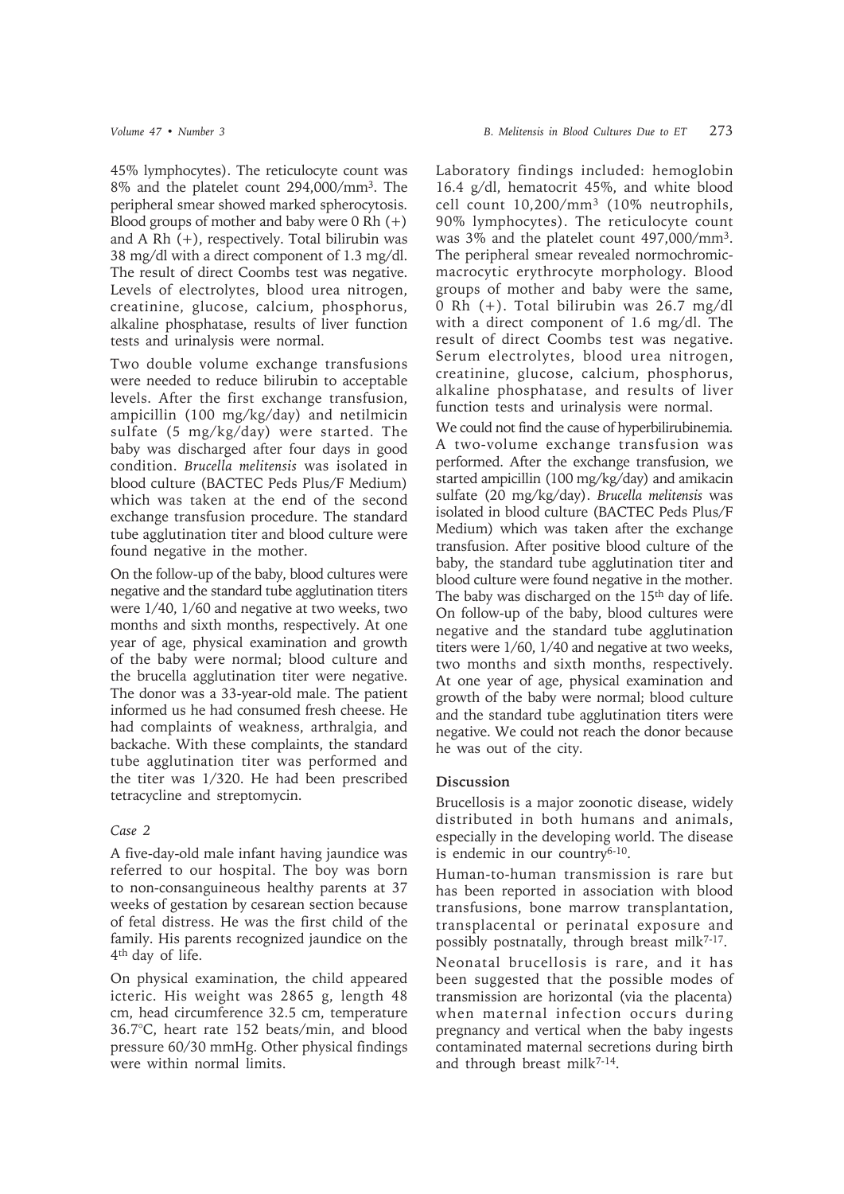45% lymphocytes). The reticulocyte count was 8% and the platelet count 294,000/mm$^3$. The peripheral smear showed marked spherocytosis. Blood groups of mother and baby were 0 Rh (+) and A Rh (+), respectively. Total bilirubin was 38 mg/dl with a direct component of 1.3 mg/dl. The result of direct Coombs test was negative. Levels of electrolytes, blood urea nitrogen, creatinine, glucose, calcium, phosphorus, alkaline phosphatase, results of liver function tests and urinalysis were normal.

Two double volume exchange transfusions were needed to reduce bilirubin to acceptable levels. After the first exchange transfusion, ampicillin (100 mg/kg/day) and netilmicin sulfate (5 mg/kg/day) were started. The baby was discharged after four days in good condition. *Brucella melitensis* was isolated in blood culture (BACTEC Peds Plus/F Medium) which was taken at the end of the second exchange transfusion procedure. The standard tube agglutination titer and blood culture were found negative in the mother.

On the follow-up of the baby, blood cultures were negative and the standard tube agglutination titers were 1/40, 1/60 and negative at two weeks, two months and sixth months, respectively. At one year of age, physical examination and growth of the baby were normal; blood culture and the brucella agglutination titer were negative. The donor was a 33-year-old male. The patient informed us he had consumed fresh cheese. He had complaints of weakness, arthralgia, and backache. With these complaints, the standard tube agglutination titer was performed and the titer was 1/320. He had been prescribed tetracycline and streptomycin.

*Case 2*

A five-day-old male infant having jaundice was referred to our hospital. The boy was born to non-consanguineous healthy parents at 37 weeks of gestation by cesarean section because of fetal distress. He was the first child of the family. His parents recognized jaundice on the 4th day of life.

On physical examination, the child appeared icteric. His weight was 2865 g, length 48 cm, head circumference 32.5 cm, temperature 36.7°C, heart rate 152 beats/min, and blood pressure 60/30 mmHg. Other physical findings were within normal limits.

Laboratory findings included: hemoglobin 16.4 g/dl, hematocrit 45%, and white blood cell count 10,200/mm$^3$ (10% neutrophils, 90% lymphocytes). The reticulocyte count was 3% and the platelet count 497,000/mm$^3$. The peripheral smear revealed normochromic-macrocytic erythrocyte morphology. Blood groups of mother and baby were the same, 0 Rh (+). Total bilirubin was 26.7 mg/dl with a direct component of 1.6 mg/dl. The result of direct Coombs test was negative. Serum electrolytes, blood urea nitrogen, creatinine, glucose, calcium, phosphorus, alkaline phosphatase, and results of liver function tests and urinalysis were normal.

We could not find the cause of hyperbilirubinemia. A two-volume exchange transfusion was performed. After the exchange transfusion, we started ampicillin (100 mg/kg/day) and amikacin sulfate (20 mg/kg/day). *Brucella melitensis* was isolated in blood culture (BACTEC Peds Plus/F Medium) which was taken after the exchange transfusion. After positive blood culture of the baby, the standard tube agglutination titer and blood culture were found negative in the mother. The baby was discharged on the 15th day of life. On follow-up of the baby, blood cultures were negative and the standard tube agglutination titers were 1/60, 1/40 and negative at two weeks, two months and sixth months, respectively. At one year of age, physical examination and growth of the baby were normal; blood culture and the standard tube agglutination titers were negative. We could not reach the donor because he was out of the city.

## Discussion

Brucellosis is a major zoonotic disease, widely distributed in both humans and animals, especially in the developing world. The disease is endemic in our country[6-10].

Human-to-human transmission is rare but has been reported in association with blood transfusions, bone marrow transplantation, transplacental or perinatal exposure and possibly postnatally, through breast milk[7-17].

Neonatal brucellosis is rare, and it has been suggested that the possible modes of transmission are horizontal (via the placenta) when maternal infection occurs during pregnancy and vertical when the baby ingests contaminated maternal secretions during birth and through breast milk[7-14].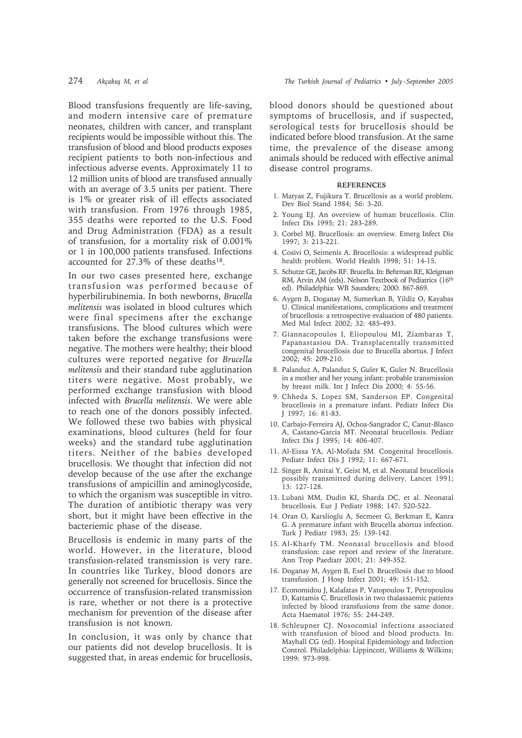Blood transfusions frequently are life-saving, and modern intensive care of premature neonates, children with cancer, and transplant recipients would be impossible without this. The transfusion of blood and blood products exposes recipient patients to both non-infectious and infectious adverse events. Approximately 11 to 12 million units of blood are transfused annually with an average of 3.5 units per patient. There is 1% or greater risk of ill effects associated with transfusion. From 1976 through 1985, 355 deaths were reported to the U.S. Food and Drug Administration (FDA) as a result of transfusion, for a mortality risk of 0.001% or 1 in 100,000 patients transfused. Infections accounted for 27.3% of these deaths[18].

In our two cases presented here, exchange transfusion was performed because of hyperbilirubinemia. In both newborns, *Brucella melitensis* was isolated in blood cultures which were final specimens after the exchange transfusions. The blood cultures which were taken before the exchange transfusions were negative. The mothers were healthy; their blood cultures were reported negative for *Brucella melitensis* and their standard tube agglutination titers were negative. Most probably, we performed exchange transfusion with blood infected with *Brucella melitensis*. We were able to reach one of the donors possibly infected. We followed these two babies with physical examinations, blood cultures (held for four weeks) and the standard tube agglutination titers. Neither of the babies developed brucellosis. We thought that infection did not develop because of the use after the exchange transfusions of ampicillin and aminoglycoside, to which the organism was susceptible in vitro. The duration of antibiotic therapy was very short, but it might have been effective in the bacteriemic phase of the disease.

Brucellosis is endemic in many parts of the world. However, in the literature, blood transfusion-related transmission is very rare. In countries like Turkey, blood donors are generally not screened for brucellosis. Since the occurrence of transfusion-related transmission is rare, whether or not there is a protective mechanism for prevention of the disease after transfusion is not known.

In conclusion, it was only by chance that our patients did not develop brucellosis. It is suggested that, in areas endemic for brucellosis, blood donors should be questioned about symptoms of brucellosis, and if suspected, serological tests for brucellosis should be indicated before blood transfusion. At the same time, the prevalence of the disease among animals should be reduced with effective animal disease control programs.

## REFERENCES

1. Matyas Z, Fujikura T. Brucellosis as a world problem. Dev Biol Stand 1984; 56: 3-20.
2. Young EJ. An overview of human brucellosis. Clin Infect Dis 1995; 21: 283-289.
3. Corbel MJ. Brucellosis: an overview. Emerg Infect Dis 1997; 3: 213-221.
4. Cosivi O, Seimenis A. Brucellosis: a widespread public health problem. World Health 1998; 51: 14-15.
5. Schutze GE, Jacobs RF. Brucella. In: Behrman RE, Kleigman RM, Arvin AM (eds). Nelson Textbook of Pediatrics (16th ed). Philadelphia: WB Saunders; 2000: 867-869.
6. Aygen B, Doganay M, Sumerkan B, Yildiz O, Kayabas U. Clinical manifestations, complications and treatment of brucellosis: a retrospective evaluation of 480 patients. Med Mal Infect 2002; 32: 485-493.
7. Giannacopoulos I, Eliopoulou MI, Ziambaras T, Papanastasiou DA. Transplacentally transmitted congenital brucellosis due to Brucella abortus. J Infect 2002; 45: 209-210.
8. Palanduz A, Palanduz S, Guler K, Guler N. Brucellosis in a mother and her young infant: probable transmission by breast milk. Int J Infect Dis 2000; 4: 55-56.
9. Chheda S, Lopez SM, Sanderson EP. Congenital brucellosis in a premature infant. Pediatr Infect Dis J 1997; 16: 81-83.
10. Carbajo-Ferreira AJ, Ochoa-Sangrador C, Canut-Blasco A, Castano-Garcia MT. Neonatal brucellosis. Pediatr Infect Dis J 1995; 14: 406-407.
11. Al-Eissa YA, Al-Mofada SM. Congenital brucellosis. Pediatr Infect Dis J 1992; 11: 667-671.
12. Singer R, Amitai Y, Geist M, et al. Neonatal brucellosis possibly transmitted during delivery. Lancet 1991; 13: 127-128.
13. Lubani MM, Dudin KI, Sharda DC, et al. Neonatal brucellosis. Eur J Pediatr 1988; 147: 520-522.
14. Oran O, Karslioglu A, Secmeer G, Berkman E, Kanra G. A premature infant with Brucella abortus infection. Turk J Pediatr 1983; 25: 139-142.
15. Al-Kharfy TM. Neonatal brucellosis and blood transfusion: case report and review of the literature. Ann Trop Paediatr 2001; 21: 349-352.
16. Doganay M, Aygen B, Esel D. Brucellosis due to blood transfusion. J Hosp Infect 2001; 49: 151-152.
17. Economidou J, Kalafatas P, Vatopoulou T, Petropoulou D, Kattamis C. Brucellosis in two thalassaemic patients infected by blood transfusions from the same donor. Acta Haematol 1976; 55: 244-249.
18. Schleupner CJ. Nosocomial infections associated with transfusion of blood and blood products. In: Mayhall CG (ed). Hospital Epidemiology and Infection Control. Philadelphia: Lippincott, Williams & Wilkins; 1999: 973-998.